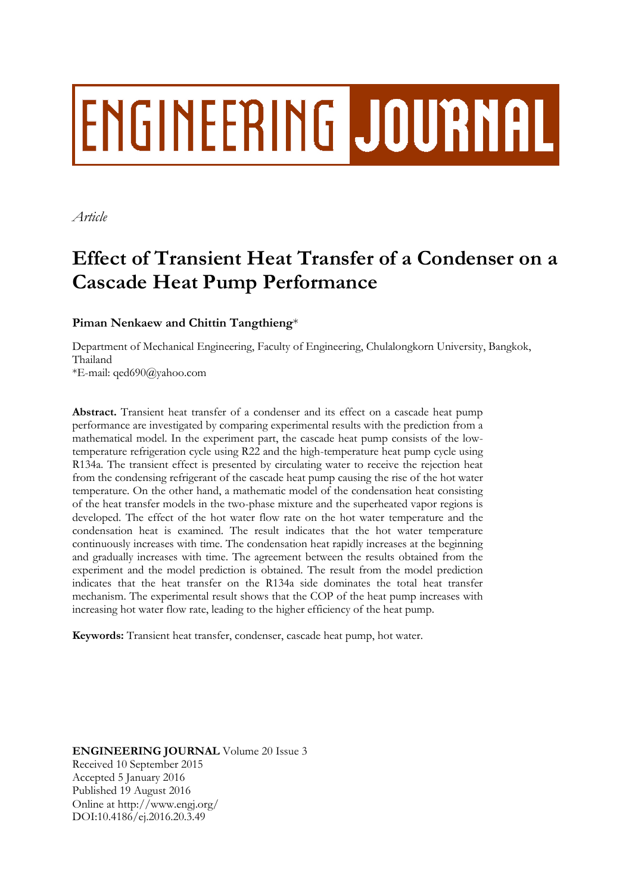# ENGINEERING JOURNAL

*Article*

# Effect of Transient Heat Transfer of a Condenser on a Cascade Heat Pump Performance

**Piman Nenkaew and Chittin Tangthieng***

Department of Mechanical Engineering, Faculty of Engineering, Chulalongkorn University, Bangkok, Thailand
*E-mail: qed690@yahoo.com

**Abstract.** Transient heat transfer of a condenser and its effect on a cascade heat pump performance are investigated by comparing experimental results with the prediction from a mathematical model. In the experiment part, the cascade heat pump consists of the low-temperature refrigeration cycle using R22 and the high-temperature heat pump cycle using R134a. The transient effect is presented by circulating water to receive the rejection heat from the condensing refrigerant of the cascade heat pump causing the rise of the hot water temperature. On the other hand, a mathematic model of the condensation heat consisting of the heat transfer models in the two-phase mixture and the superheated vapor regions is developed. The effect of the hot water flow rate on the hot water temperature and the condensation heat is examined. The result indicates that the hot water temperature continuously increases with time. The condensation heat rapidly increases at the beginning and gradually increases with time. The agreement between the results obtained from the experiment and the model prediction is obtained. The result from the model prediction indicates that the heat transfer on the R134a side dominates the total heat transfer mechanism. The experimental result shows that the COP of the heat pump increases with increasing hot water flow rate, leading to the higher efficiency of the heat pump.

**Keywords:** Transient heat transfer, condenser, cascade heat pump, hot water.

**ENGINEERING JOURNAL** Volume 20 Issue 3
Received 10 September 2015
Accepted 5 January 2016
Published 19 August 2016
Online at http://www.engj.org/
DOI:10.4186/ej.2016.20.3.49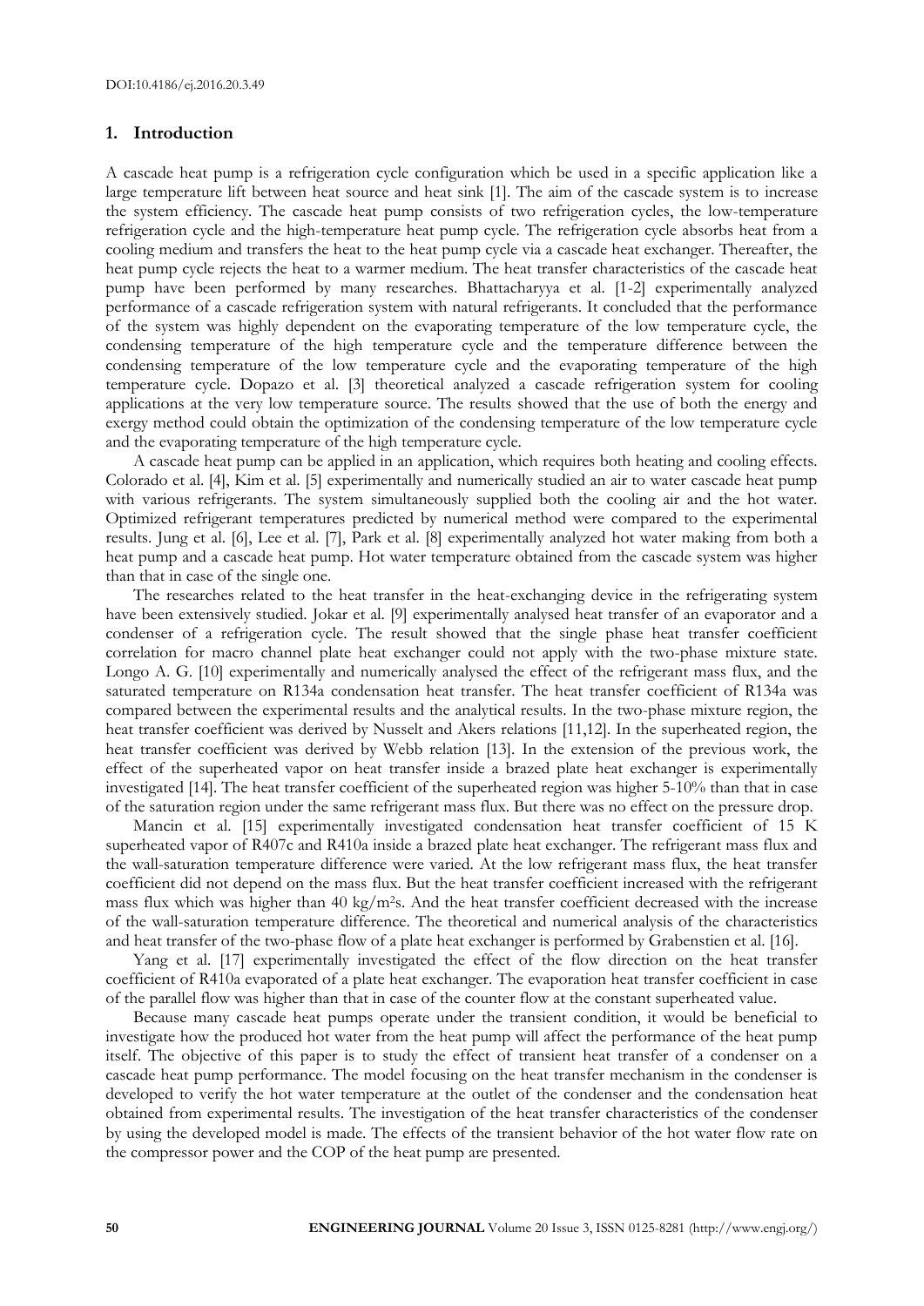## 1. Introduction

A cascade heat pump is a refrigeration cycle configuration which be used in a specific application like a large temperature lift between heat source and heat sink [1]. The aim of the cascade system is to increase the system efficiency. The cascade heat pump consists of two refrigeration cycles, the low-temperature refrigeration cycle and the high-temperature heat pump cycle. The refrigeration cycle absorbs heat from a cooling medium and transfers the heat to the heat pump cycle via a cascade heat exchanger. Thereafter, the heat pump cycle rejects the heat to a warmer medium. The heat transfer characteristics of the cascade heat pump have been performed by many researches. Bhattacharyya et al. [1-2] experimentally analyzed performance of a cascade refrigeration system with natural refrigerants. It concluded that the performance of the system was highly dependent on the evaporating temperature of the low temperature cycle, the condensing temperature of the high temperature cycle and the temperature difference between the condensing temperature of the low temperature cycle and the evaporating temperature of the high temperature cycle. Dopazo et al. [3] theoretical analyzed a cascade refrigeration system for cooling applications at the very low temperature source. The results showed that the use of both the energy and exergy method could obtain the optimization of the condensing temperature of the low temperature cycle and the evaporating temperature of the high temperature cycle.

A cascade heat pump can be applied in an application, which requires both heating and cooling effects. Colorado et al. [4], Kim et al. [5] experimentally and numerically studied an air to water cascade heat pump with various refrigerants. The system simultaneously supplied both the cooling air and the hot water. Optimized refrigerant temperatures predicted by numerical method were compared to the experimental results. Jung et al. [6], Lee et al. [7], Park et al. [8] experimentally analyzed hot water making from both a heat pump and a cascade heat pump. Hot water temperature obtained from the cascade system was higher than that in case of the single one.

The researches related to the heat transfer in the heat-exchanging device in the refrigerating system have been extensively studied. Jokar et al. [9] experimentally analysed heat transfer of an evaporator and a condenser of a refrigeration cycle. The result showed that the single phase heat transfer coefficient correlation for macro channel plate heat exchanger could not apply with the two-phase mixture state. Longo A. G. [10] experimentally and numerically analysed the effect of the refrigerant mass flux, and the saturated temperature on R134a condensation heat transfer. The heat transfer coefficient of R134a was compared between the experimental results and the analytical results. In the two-phase mixture region, the heat transfer coefficient was derived by Nusselt and Akers relations [11,12]. In the superheated region, the heat transfer coefficient was derived by Webb relation [13]. In the extension of the previous work, the effect of the superheated vapor on heat transfer inside a brazed plate heat exchanger is experimentally investigated [14]. The heat transfer coefficient of the superheated region was higher 5-10% than that in case of the saturation region under the same refrigerant mass flux. But there was no effect on the pressure drop.

Mancin et al. [15] experimentally investigated condensation heat transfer coefficient of 15 K superheated vapor of R407c and R410a inside a brazed plate heat exchanger. The refrigerant mass flux and the wall-saturation temperature difference were varied. At the low refrigerant mass flux, the heat transfer coefficient did not depend on the mass flux. But the heat transfer coefficient increased with the refrigerant mass flux which was higher than 40 $kg/m^2s$. And the heat transfer coefficient decreased with the increase of the wall-saturation temperature difference. The theoretical and numerical analysis of the characteristics and heat transfer of the two-phase flow of a plate heat exchanger is performed by Grabenstien et al. [16].

Yang et al. [17] experimentally investigated the effect of the flow direction on the heat transfer coefficient of R410a evaporated of a plate heat exchanger. The evaporation heat transfer coefficient in case of the parallel flow was higher than that in case of the counter flow at the constant superheated value.

Because many cascade heat pumps operate under the transient condition, it would be beneficial to investigate how the produced hot water from the heat pump will affect the performance of the heat pump itself. The objective of this paper is to study the effect of transient heat transfer of a condenser on a cascade heat pump performance. The model focusing on the heat transfer mechanism in the condenser is developed to verify the hot water temperature at the outlet of the condenser and the condensation heat obtained from experimental results. The investigation of the heat transfer characteristics of the condenser by using the developed model is made. The effects of the transient behavior of the hot water flow rate on the compressor power and the COP of the heat pump are presented.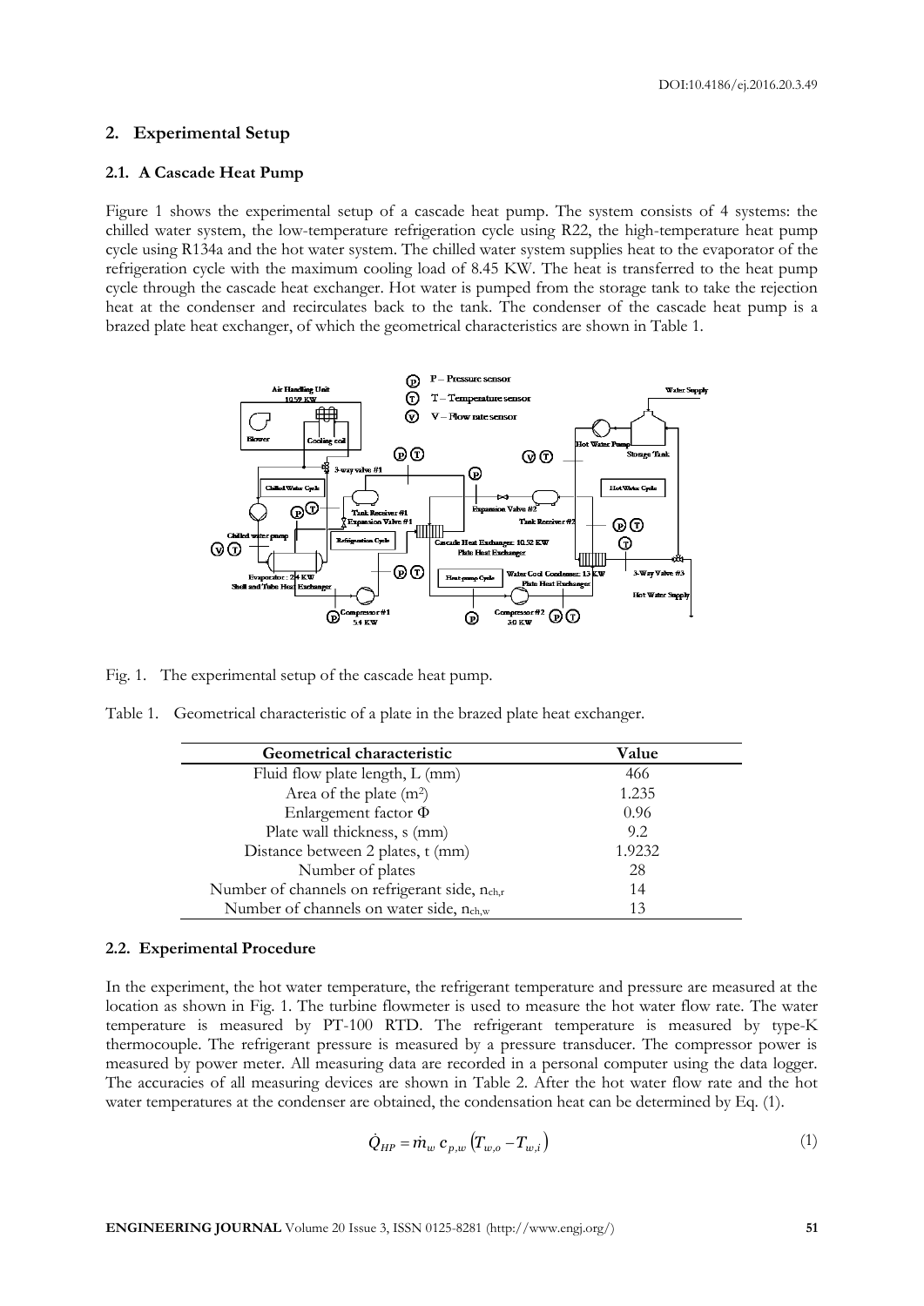## 2. Experimental Setup

### 2.1. A Cascade Heat Pump

Figure 1 shows the experimental setup of a cascade heat pump. The system consists of 4 systems: the chilled water system, the low-temperature refrigeration cycle using R22, the high-temperature heat pump cycle using R134a and the hot water system. The chilled water system supplies heat to the evaporator of the refrigeration cycle with the maximum cooling load of 8.45 KW. The heat is transferred to the heat pump cycle through the cascade heat exchanger. Hot water is pumped from the storage tank to take the rejection heat at the condenser and recirculates back to the tank. The condenser of the cascade heat pump is a brazed plate heat exchanger, of which the geometrical characteristics are shown in Table 1.

Fig. 1. The experimental setup of the cascade heat pump.

Table 1. Geometrical characteristic of a plate in the brazed plate heat exchanger.

| Geometrical characteristic | Value |
|---|---|
| Fluid flow plate length, L (mm) | 466 |
| Area of the plate ($m^2$) | 1.235 |
| Enlargement factor $\Phi$ | 0.96 |
| Plate wall thickness, s (mm) | 9.2 |
| Distance between 2 plates, t (mm) | 1.9232 |
| Number of plates | 28 |
| Number of channels on refrigerant side, $n_{ch,r}$ | 14 |
| Number of channels on water side, $n_{ch,w}$ | 13 |

### 2.2. Experimental Procedure

In the experiment, the hot water temperature, the refrigerant temperature and pressure are measured at the location as shown in Fig. 1. The turbine flowmeter is used to measure the hot water flow rate. The water temperature is measured by PT-100 RTD. The refrigerant temperature is measured by type-K thermocouple. The refrigerant pressure is measured by a pressure transducer. The compressor power is measured by power meter. All measuring data are recorded in a personal computer using the data logger. The accuracies of all measuring devices are shown in Table 2. After the hot water flow rate and the hot water temperatures at the condenser are obtained, the condensation heat can be determined by Eq. (1).

$$\dot{Q}_{HP} = \dot{m}_w \, c_{p,w} \left( T_{w,o} - T_{w,i} \right) \tag{1}$$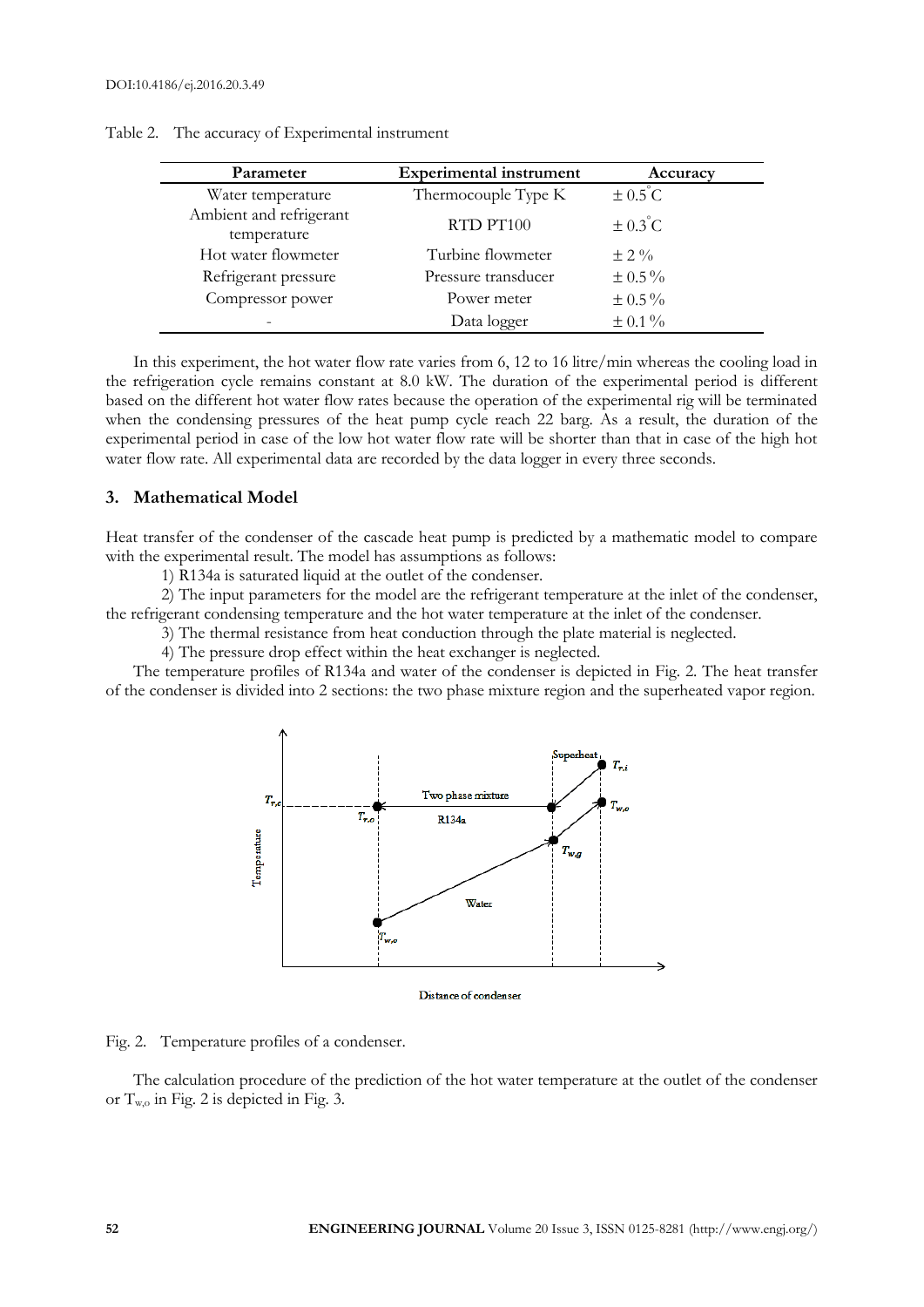Table 2. The accuracy of Experimental instrument

| Parameter | Experimental instrument | Accuracy |
|---|---|---|
| Water temperature | Thermocouple Type K | $\pm 0.5^{\circ}C$ |
| Ambient and refrigerant temperature | RTD PT100 | $\pm 0.3^{\circ}C$ |
| Hot water flowmeter | Turbine flowmeter | $\pm 2\%$ |
| Refrigerant pressure | Pressure transducer | $\pm 0.5\%$ |
| Compressor power | Power meter | $\pm 0.5\%$ |
| - | Data logger | $\pm 0.1\%$ |

In this experiment, the hot water flow rate varies from 6, 12 to 16 litre/min whereas the cooling load in the refrigeration cycle remains constant at 8.0 kW. The duration of the experimental period is different based on the different hot water flow rates because the operation of the experimental rig will be terminated when the condensing pressures of the heat pump cycle reach 22 barg. As a result, the duration of the experimental period in case of the low hot water flow rate will be shorter than that in case of the high hot water flow rate. All experimental data are recorded by the data logger in every three seconds.

## 3. Mathematical Model

Heat transfer of the condenser of the cascade heat pump is predicted by a mathematic model to compare with the experimental result. The model has assumptions as follows:

1) R134a is saturated liquid at the outlet of the condenser.

2) The input parameters for the model are the refrigerant temperature at the inlet of the condenser, the refrigerant condensing temperature and the hot water temperature at the inlet of the condenser.

3) The thermal resistance from heat conduction through the plate material is neglected.

4) The pressure drop effect within the heat exchanger is neglected.

The temperature profiles of R134a and water of the condenser is depicted in Fig. 2. The heat transfer of the condenser is divided into 2 sections: the two phase mixture region and the superheated vapor region.

Fig. 2. Temperature profiles of a condenser.

The calculation procedure of the prediction of the hot water temperature at the outlet of the condenser or $T_{w,o}$ in Fig. 2 is depicted in Fig. 3.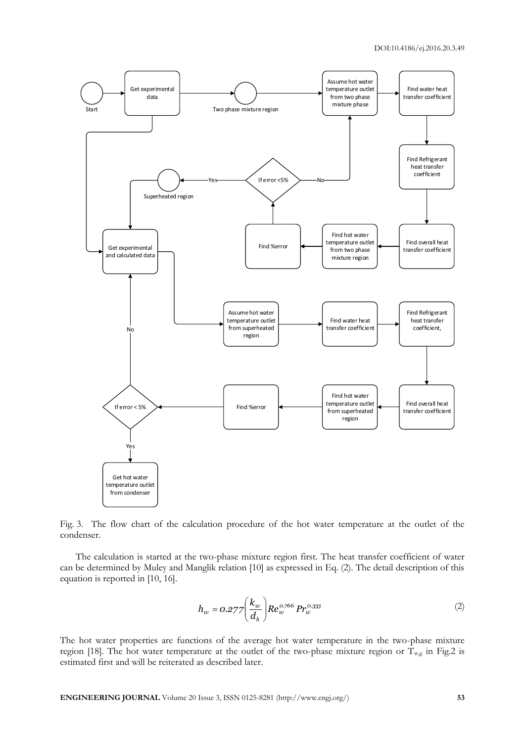Fig. 3. The flow chart of the calculation procedure of the hot water temperature at the outlet of the condenser.

The calculation is started at the two-phase mixture region first. The heat transfer coefficient of water can be determined by Muley and Manglik relation [10] as expressed in Eq. (2). The detail description of this equation is reported in [10, 16].

$$h_w = 0.277\left(\frac{k_w}{d_h}\right) Re_w^{0.766}\, Pr_w^{0.333} \tag{2}$$

The hot water properties are functions of the average hot water temperature in the two-phase mixture region [18]. The hot water temperature at the outlet of the two-phase mixture region or $T_{w,g}$ in Fig.2 is estimated first and will be reiterated as described later.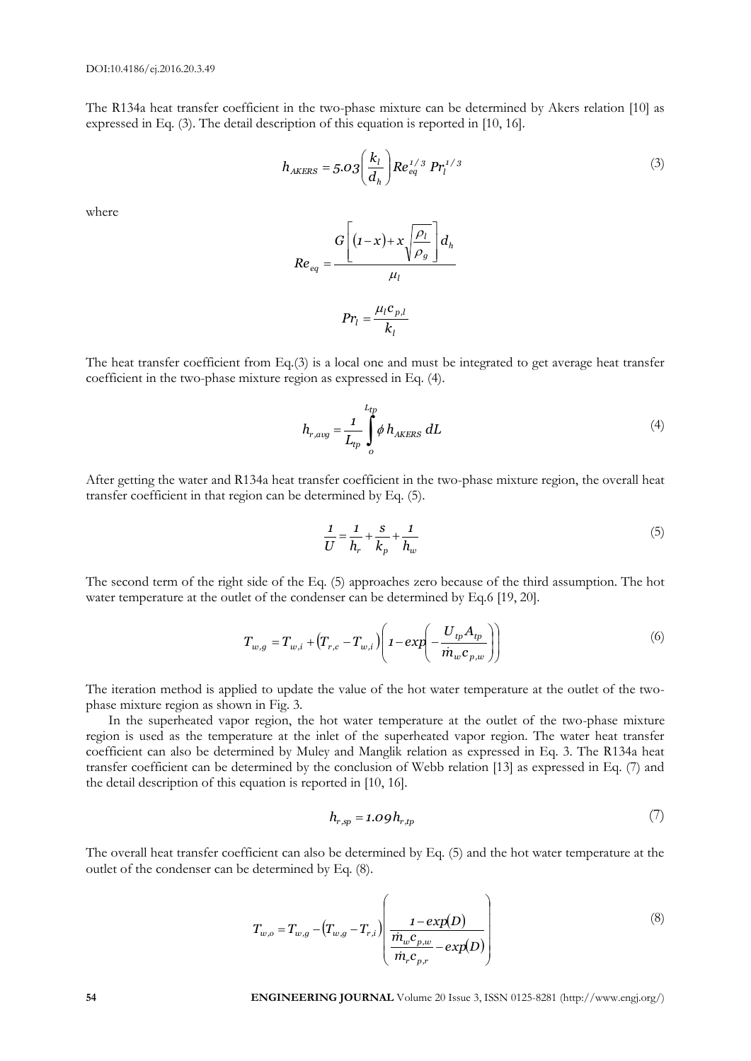The R134a heat transfer coefficient in the two-phase mixture can be determined by Akers relation [10] as expressed in Eq. (3). The detail description of this equation is reported in [10, 16].

$$h_{AKERS} = 5.03\left(\frac{k_l}{d_h}\right) Re_{eq}^{1/3}\, Pr_l^{1/3} \tag{3}$$

where

$$Re_{eq} = \frac{G\left[(1-x) + x\sqrt{\frac{\rho_l}{\rho_g}}\right] d_h}{\mu_l}$$

$$Pr_l = \frac{\mu_l c_{p,l}}{k_l}$$

The heat transfer coefficient from Eq.(3) is a local one and must be integrated to get average heat transfer coefficient in the two-phase mixture region as expressed in Eq. (4).

$$h_{r,avg} = \frac{1}{L_{tp}} \int_{o}^{L_{tp}} \phi\, h_{AKERS}\, dL \tag{4}$$

After getting the water and R134a heat transfer coefficient in the two-phase mixture region, the overall heat transfer coefficient in that region can be determined by Eq. (5).

$$\frac{1}{U} = \frac{1}{h_r} + \frac{s}{k_p} + \frac{1}{h_w} \tag{5}$$

The second term of the right side of the Eq. (5) approaches zero because of the third assumption. The hot water temperature at the outlet of the condenser can be determined by Eq.6 [19, 20].

$$T_{w,g} = T_{w,i} + \left(T_{r,c} - T_{w,i}\right)\left(1 - exp\left(-\frac{U_{tp} A_{tp}}{\dot{m}_w c_{p,w}}\right)\right) \tag{6}$$

The iteration method is applied to update the value of the hot water temperature at the outlet of the two-phase mixture region as shown in Fig. 3.

In the superheated vapor region, the hot water temperature at the outlet of the two-phase mixture region is used as the temperature at the inlet of the superheated vapor region. The water heat transfer coefficient can also be determined by Muley and Manglik relation as expressed in Eq. 3. The R134a heat transfer coefficient can be determined by the conclusion of Webb relation [13] as expressed in Eq. (7) and the detail description of this equation is reported in [10, 16].

$$h_{r,sp} = 1.09 h_{r,tp} \tag{7}$$

The overall heat transfer coefficient can also be determined by Eq. (5) and the hot water temperature at the outlet of the condenser can be determined by Eq. (8).

$$T_{w,o} = T_{w,g} - \left(T_{w,g} - T_{r,i}\right)\left(\frac{1 - exp(D)}{\frac{\dot{m}_w c_{p,w}}{\dot{m}_r c_{p,r}} - exp(D)}\right) \tag{8}$$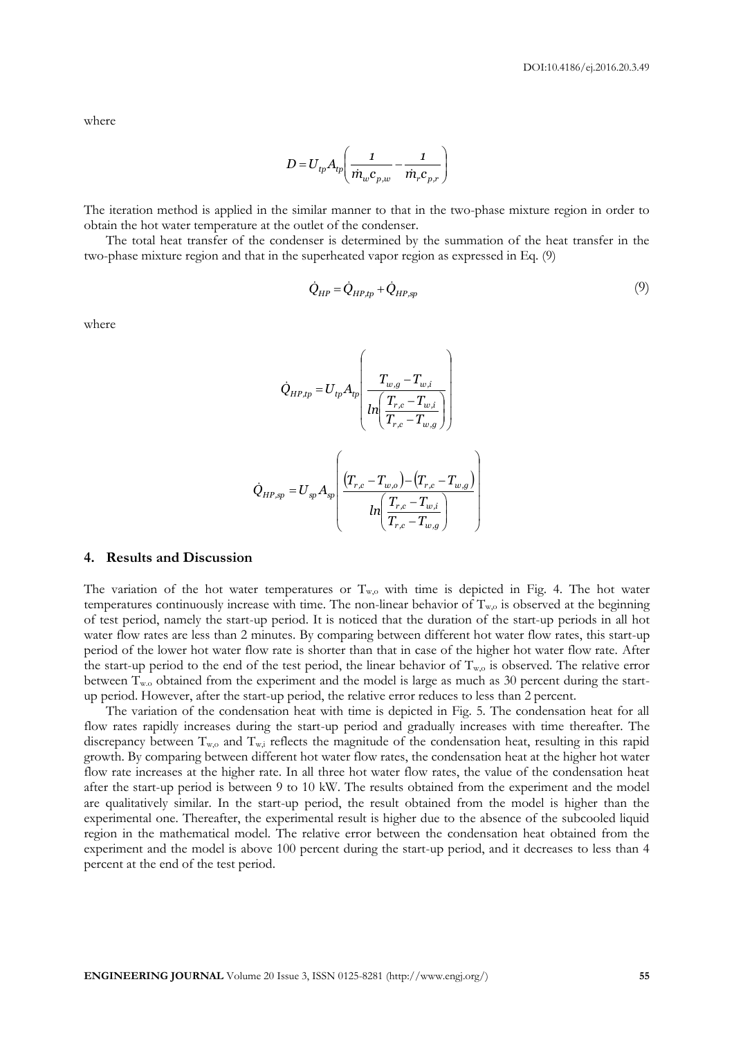where

$$D = U_{tp}A_{tp}\left(\frac{1}{\dot{m}_w c_{p,w}} - \frac{1}{\dot{m}_r c_{p,r}}\right)$$

The iteration method is applied in the similar manner to that in the two-phase mixture region in order to obtain the hot water temperature at the outlet of the condenser.

The total heat transfer of the condenser is determined by the summation of the heat transfer in the two-phase mixture region and that in the superheated vapor region as expressed in Eq. (9)

$$\dot{Q}_{HP} = \dot{Q}_{HP,tp} + \dot{Q}_{HP,sp} \tag{9}$$

where

$$\dot{Q}_{HP,tp} = U_{tp}A_{tp}\left(\frac{T_{w,g} - T_{w,i}}{ln\left(\dfrac{T_{r,c} - T_{w,i}}{T_{r,c} - T_{w,g}}\right)}\right)$$

$$\dot{Q}_{HP,sp} = U_{sp}A_{sp}\left(\frac{\left(T_{r,c} - T_{w,o}\right) - \left(T_{r,c} - T_{w,g}\right)}{ln\left(\dfrac{T_{r,c} - T_{w,i}}{T_{r,c} - T_{w,g}}\right)}\right)$$

## 4. Results and Discussion

The variation of the hot water temperatures or $T_{w,o}$ with time is depicted in Fig. 4. The hot water temperatures continuously increase with time. The non-linear behavior of $T_{w,o}$ is observed at the beginning of test period, namely the start-up period. It is noticed that the duration of the start-up periods in all hot water flow rates are less than 2 minutes. By comparing between different hot water flow rates, this start-up period of the lower hot water flow rate is shorter than that in case of the higher hot water flow rate. After the start-up period to the end of the test period, the linear behavior of $T_{w,o}$ is observed. The relative error between $T_{w,o}$ obtained from the experiment and the model is large as much as 30 percent during the start-up period. However, after the start-up period, the relative error reduces to less than 2 percent.

The variation of the condensation heat with time is depicted in Fig. 5. The condensation heat for all flow rates rapidly increases during the start-up period and gradually increases with time thereafter. The discrepancy between $T_{w,o}$ and $T_{w,i}$ reflects the magnitude of the condensation heat, resulting in this rapid growth. By comparing between different hot water flow rates, the condensation heat at the higher hot water flow rate increases at the higher rate. In all three hot water flow rates, the value of the condensation heat after the start-up period is between 9 to 10 kW. The results obtained from the experiment and the model are qualitatively similar. In the start-up period, the result obtained from the model is higher than the experimental one. Thereafter, the experimental result is higher due to the absence of the subcooled liquid region in the mathematical model. The relative error between the condensation heat obtained from the experiment and the model is above 100 percent during the start-up period, and it decreases to less than 4 percent at the end of the test period.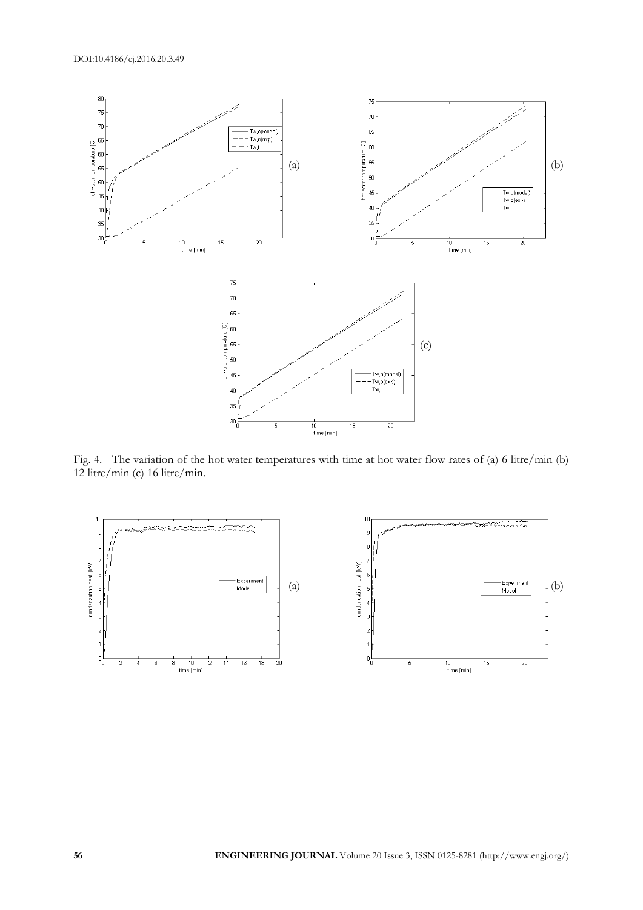Fig. 4. The variation of the hot water temperatures with time at hot water flow rates of (a) 6 litre/min (b) 12 litre/min (c) 16 litre/min.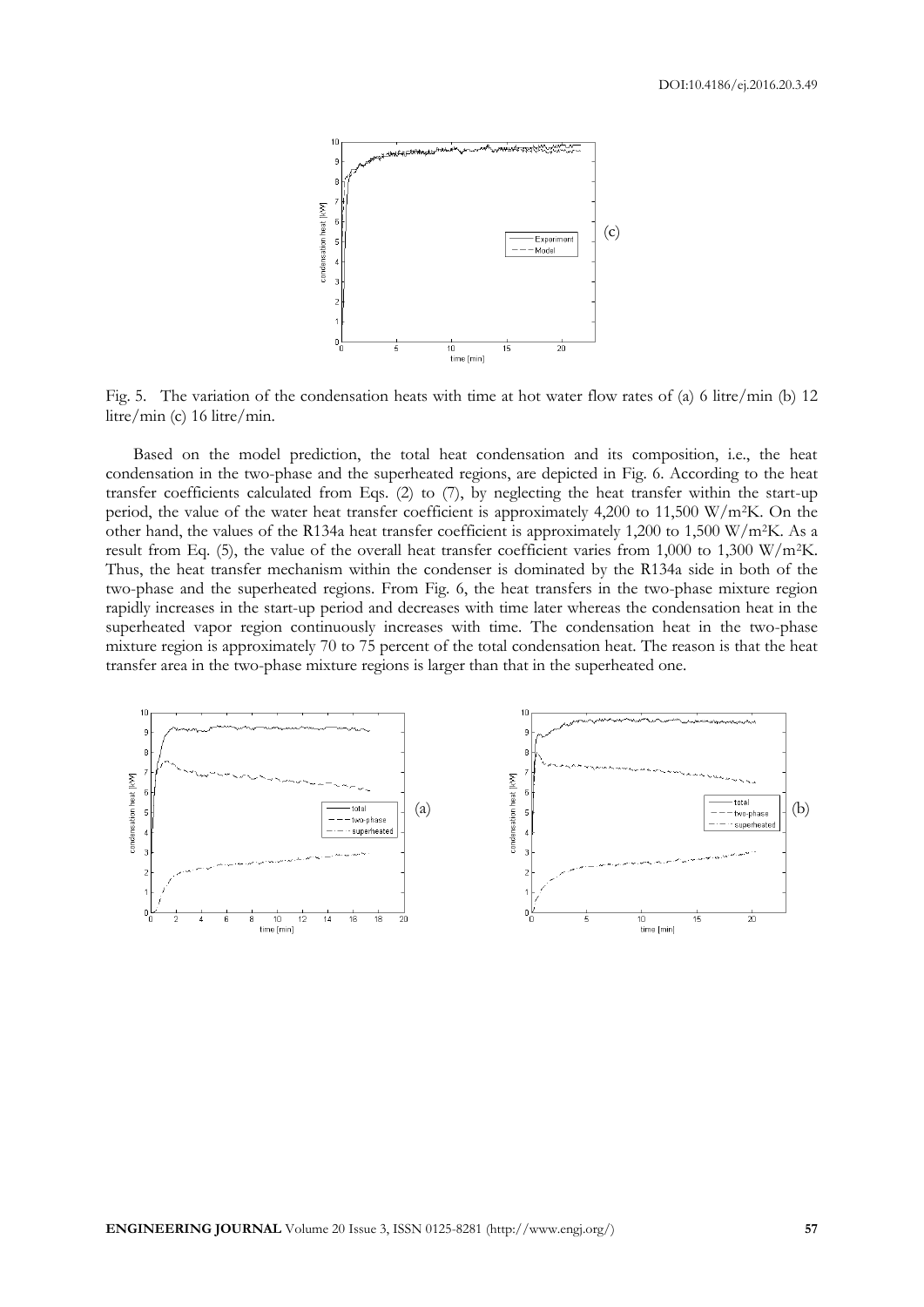Fig. 5. The variation of the condensation heats with time at hot water flow rates of (a) 6 litre/min (b) 12 litre/min (c) 16 litre/min.

Based on the model prediction, the total heat condensation and its composition, i.e., the heat condensation in the two-phase and the superheated regions, are depicted in Fig. 6. According to the heat transfer coefficients calculated from Eqs. (2) to (7), by neglecting the heat transfer within the start-up period, the value of the water heat transfer coefficient is approximately 4,200 to 11,500 W/m$^2$K. On the other hand, the values of the R134a heat transfer coefficient is approximately 1,200 to 1,500 W/m$^2$K. As a result from Eq. (5), the value of the overall heat transfer coefficient varies from 1,000 to 1,300 W/m$^2$K. Thus, the heat transfer mechanism within the condenser is dominated by the R134a side in both of the two-phase and the superheated regions. From Fig. 6, the heat transfers in the two-phase mixture region rapidly increases in the start-up period and decreases with time later whereas the condensation heat in the superheated vapor region continuously increases with time. The condensation heat in the two-phase mixture region is approximately 70 to 75 percent of the total condensation heat. The reason is that the heat transfer area in the two-phase mixture regions is larger than that in the superheated one.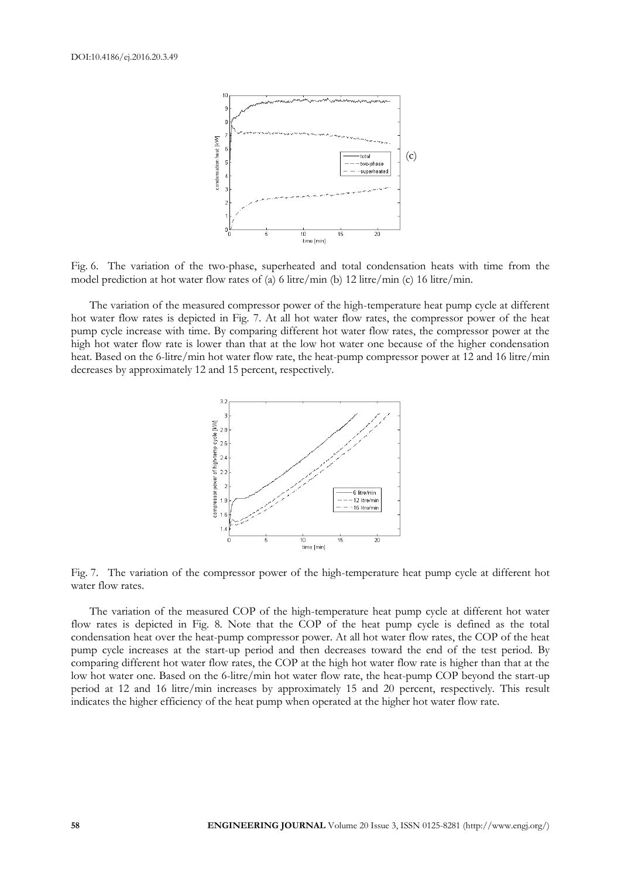(c)

Fig. 6. The variation of the two-phase, superheated and total condensation heats with time from the model prediction at hot water flow rates of (a) 6 litre/min (b) 12 litre/min (c) 16 litre/min.

The variation of the measured compressor power of the high-temperature heat pump cycle at different hot water flow rates is depicted in Fig. 7. At all hot water flow rates, the compressor power of the heat pump cycle increase with time. By comparing different hot water flow rates, the compressor power at the high hot water flow rate is lower than that at the low hot water one because of the higher condensation heat. Based on the 6-litre/min hot water flow rate, the heat-pump compressor power at 12 and 16 litre/min decreases by approximately 12 and 15 percent, respectively.

Fig. 7. The variation of the compressor power of the high-temperature heat pump cycle at different hot water flow rates.

The variation of the measured COP of the high-temperature heat pump cycle at different hot water flow rates is depicted in Fig. 8. Note that the COP of the heat pump cycle is defined as the total condensation heat over the heat-pump compressor power. At all hot water flow rates, the COP of the heat pump cycle increases at the start-up period and then decreases toward the end of the test period. By comparing different hot water flow rates, the COP at the high hot water flow rate is higher than that at the low hot water one. Based on the 6-litre/min hot water flow rate, the heat-pump COP beyond the start-up period at 12 and 16 litre/min increases by approximately 15 and 20 percent, respectively. This result indicates the higher efficiency of the heat pump when operated at the higher hot water flow rate.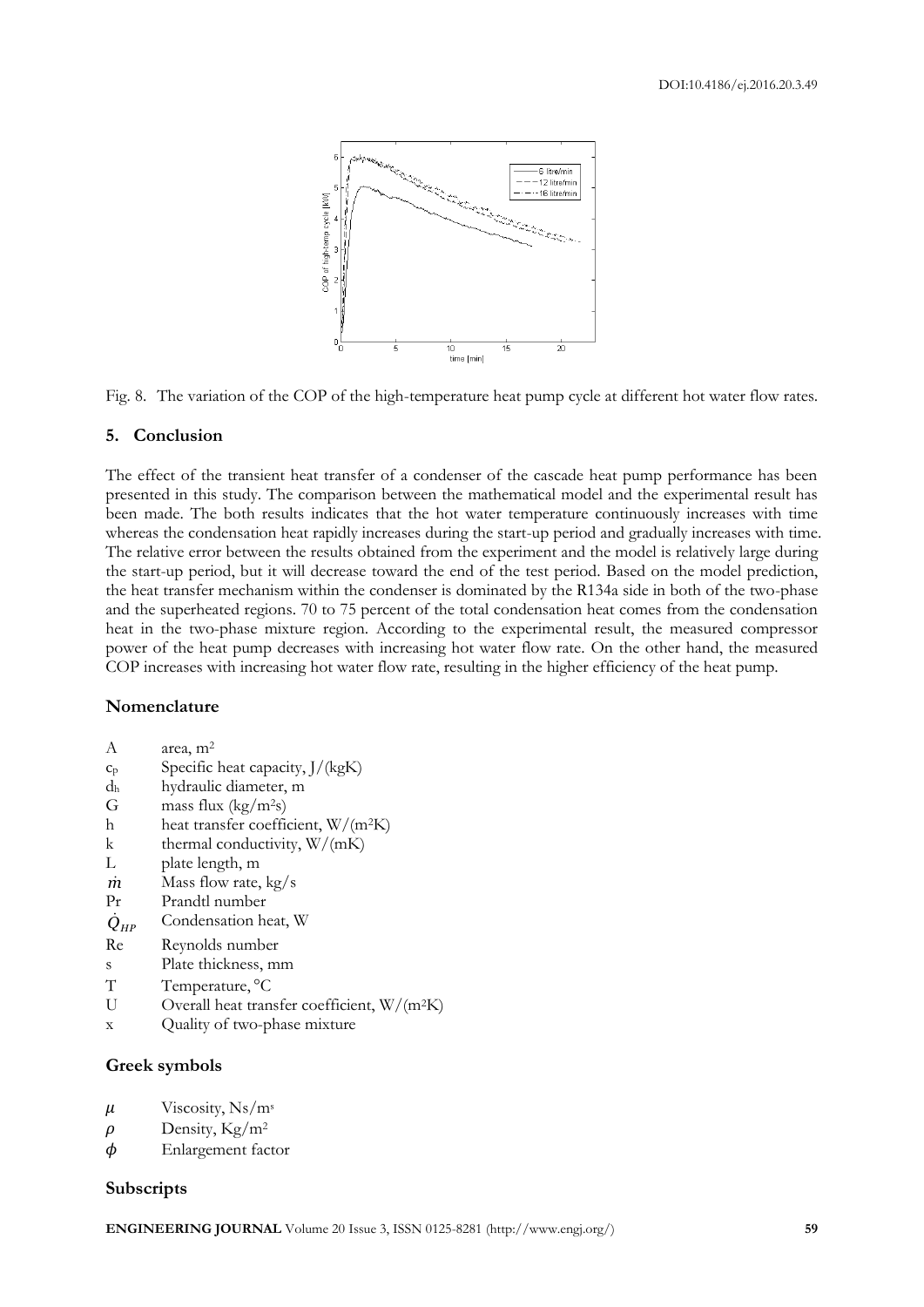Fig. 8. The variation of the COP of the high-temperature heat pump cycle at different hot water flow rates.

## 5. Conclusion

The effect of the transient heat transfer of a condenser of the cascade heat pump performance has been presented in this study. The comparison between the mathematical model and the experimental result has been made. The both results indicates that the hot water temperature continuously increases with time whereas the condensation heat rapidly increases during the start-up period and gradually increases with time. The relative error between the results obtained from the experiment and the model is relatively large during the start-up period, but it will decrease toward the end of the test period. Based on the model prediction, the heat transfer mechanism within the condenser is dominated by the R134a side in both of the two-phase and the superheated regions. 70 to 75 percent of the total condensation heat comes from the condensation heat in the two-phase mixture region. According to the experimental result, the measured compressor power of the heat pump decreases with increasing hot water flow rate. On the other hand, the measured COP increases with increasing hot water flow rate, resulting in the higher efficiency of the heat pump.

## Nomenclature

| | |
|---|---|
| A | area, $m^2$ |
| $c_p$ | Specific heat capacity, J/(kgK) |
| $d_h$ | hydraulic diameter, m |
| G | mass flux ($kg/m^2s$) |
| h | heat transfer coefficient, $W/(m^2K)$ |
| k | thermal conductivity, W/(mK) |
| L | plate length, m |
| $\dot{m}$ | Mass flow rate, kg/s |
| Pr | Prandtl number |
| $\dot{Q}_{HP}$ | Condensation heat, W |
| Re | Reynolds number |
| s | Plate thickness, mm |
| T | Temperature, °C |
| U | Overall heat transfer coefficient, $W/(m^2K)$ |
| x | Quality of two-phase mixture |

## Greek symbols

| | |
|---|---|
| $\mu$ | Viscosity, $Ns/m^s$ |
| $\rho$ | Density, $Kg/m^2$ |
| $\phi$ | Enlargement factor |

## Subscripts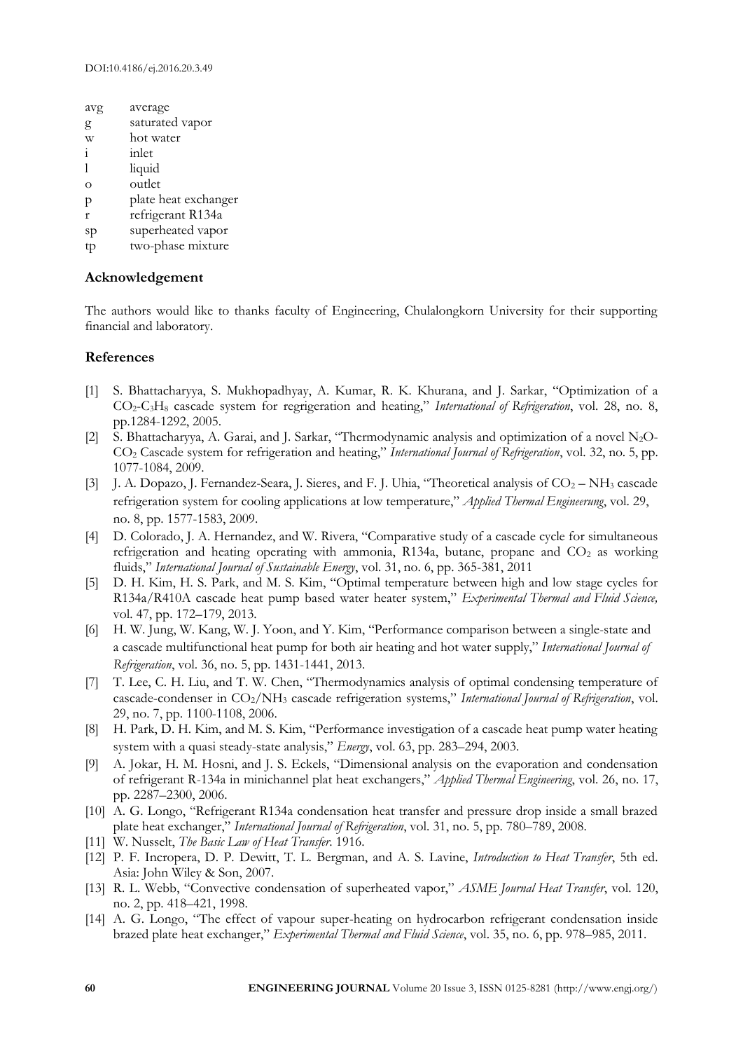| | |
|---|---|
| avg | average |
| g | saturated vapor |
| w | hot water |
| i | inlet |
| l | liquid |
| o | outlet |
| p | plate heat exchanger |
| r | refrigerant R134a |
| sp | superheated vapor |
| tp | two-phase mixture |

## Acknowledgement

The authors would like to thanks faculty of Engineering, Chulalongkorn University for their supporting financial and laboratory.

## References

[1] S. Bhattacharyya, S. Mukhopadhyay, A. Kumar, R. K. Khurana, and J. Sarkar, "Optimization of a $CO_2$-$C_3H_8$ cascade system for regrigeration and heating," *International of Refrigeration*, vol. 28, no. 8, pp.1284-1292, 2005.

[2] S. Bhattacharyya, A. Garai, and J. Sarkar, "Thermodynamic analysis and optimization of a novel $N_2O$-$CO_2$ Cascade system for refrigeration and heating," *International Journal of Refrigeration*, vol. 32, no. 5, pp. 1077-1084, 2009.

[3] J. A. Dopazo, J. Fernandez-Seara, J. Sieres, and F. J. Uhia, "Theoretical analysis of $CO_2$ – $NH_3$ cascade refrigeration system for cooling applications at low temperature," *Applied Thermal Engineerung*, vol. 29, no. 8, pp. 1577-1583, 2009.

[4] D. Colorado, J. A. Hernandez, and W. Rivera, "Comparative study of a cascade cycle for simultaneous refrigeration and heating operating with ammonia, R134a, butane, propane and $CO_2$ as working fluids," *International Journal of Sustainable Energy*, vol. 31, no. 6, pp. 365-381, 2011

[5] D. H. Kim, H. S. Park, and M. S. Kim, "Optimal temperature between high and low stage cycles for R134a/R410A cascade heat pump based water heater system," *Experimental Thermal and Fluid Science,* vol. 47, pp. 172–179, 2013.

[6] H. W. Jung, W. Kang, W. J. Yoon, and Y. Kim, "Performance comparison between a single-state and a cascade multifunctional heat pump for both air heating and hot water supply," *International Journal of Refrigeration*, vol. 36, no. 5, pp. 1431-1441, 2013.

[7] T. Lee, C. H. Liu, and T. W. Chen, "Thermodynamics analysis of optimal condensing temperature of cascade-condenser in $CO_2$/$NH_3$ cascade refrigeration systems," *International Journal of Refrigeration*, vol. 29, no. 7, pp. 1100-1108, 2006.

[8] H. Park, D. H. Kim, and M. S. Kim, "Performance investigation of a cascade heat pump water heating system with a quasi steady-state analysis," *Energy*, vol. 63, pp. 283–294, 2003.

[9] A. Jokar, H. M. Hosni, and J. S. Eckels, "Dimensional analysis on the evaporation and condensation of refrigerant R-134a in minichannel plat heat exchangers," *Applied Thermal Engineering*, vol. 26, no. 17, pp. 2287–2300, 2006.

[10] A. G. Longo, "Refrigerant R134a condensation heat transfer and pressure drop inside a small brazed plate heat exchanger," *International Journal of Refrigeration*, vol. 31, no. 5, pp. 780–789, 2008.

[11] W. Nusselt, *The Basic Law of Heat Transfer*. 1916.

[12] P. F. Incropera, D. P. Dewitt, T. L. Bergman, and A. S. Lavine, *Introduction to Heat Transfer*, 5th ed. Asia: John Wiley & Son, 2007.

[13] R. L. Webb, "Convective condensation of superheated vapor," *ASME Journal Heat Transfer*, vol. 120, no. 2, pp. 418–421, 1998.

[14] A. G. Longo, "The effect of vapour super-heating on hydrocarbon refrigerant condensation inside brazed plate heat exchanger," *Experimental Thermal and Fluid Science*, vol. 35, no. 6, pp. 978–985, 2011.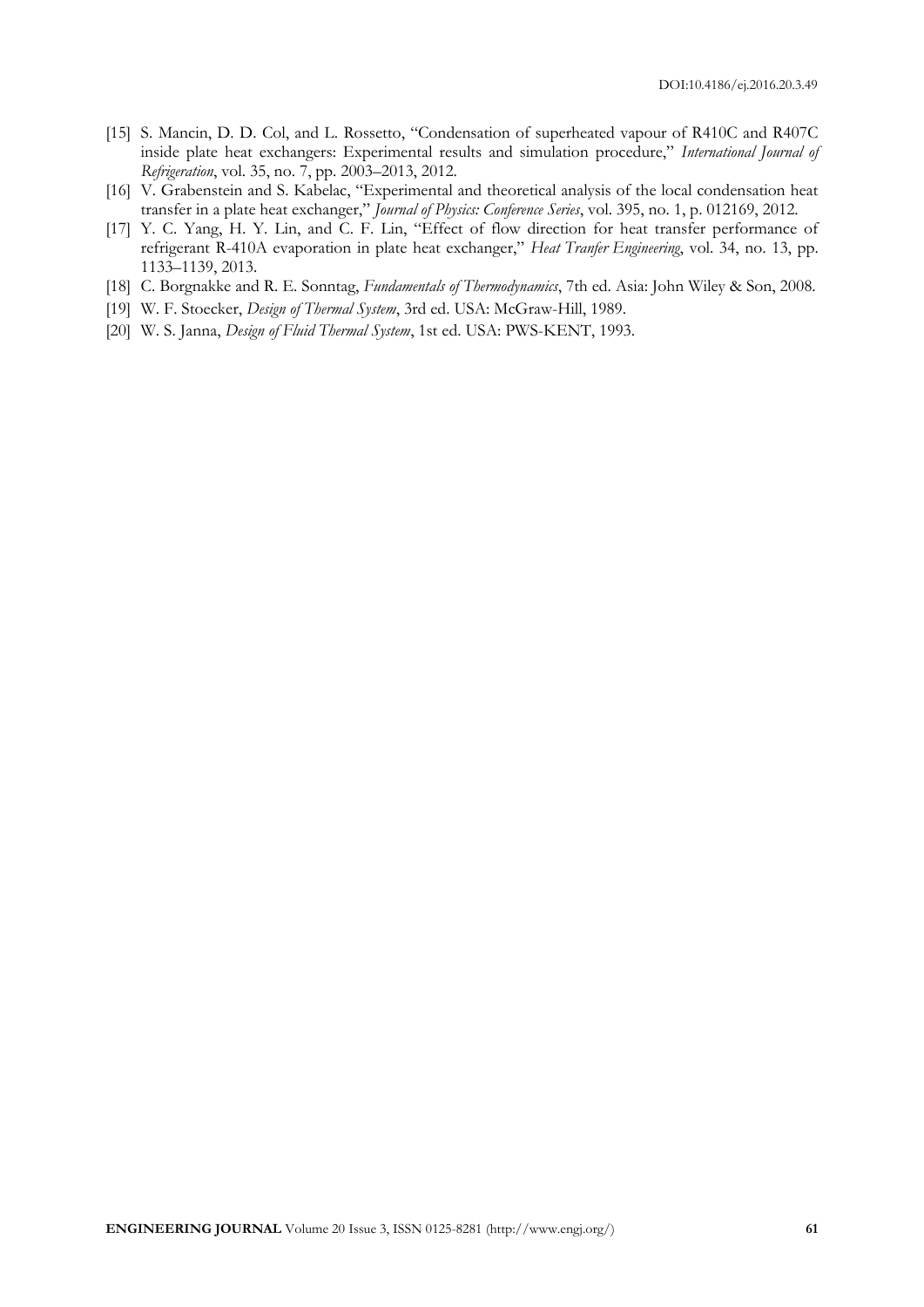[15] S. Mancin, D. D. Col, and L. Rossetto, "Condensation of superheated vapour of R410C and R407C inside plate heat exchangers: Experimental results and simulation procedure," *International Journal of Refrigeration*, vol. 35, no. 7, pp. 2003–2013, 2012.

[16] V. Grabenstein and S. Kabelac, "Experimental and theoretical analysis of the local condensation heat transfer in a plate heat exchanger," *Journal of Physics: Conference Series*, vol. 395, no. 1, p. 012169, 2012.

[17] Y. C. Yang, H. Y. Lin, and C. F. Lin, "Effect of flow direction for heat transfer performance of refrigerant R-410A evaporation in plate heat exchanger," *Heat Tranfer Engineering*, vol. 34, no. 13, pp. 1133–1139, 2013.

[18] C. Borgnakke and R. E. Sonntag, *Fundamentals of Thermodynamics*, 7th ed. Asia: John Wiley & Son, 2008.

[19] W. F. Stoecker, *Design of Thermal System*, 3rd ed. USA: McGraw-Hill, 1989.

[20] W. S. Janna, *Design of Fluid Thermal System*, 1st ed. USA: PWS-KENT, 1993.